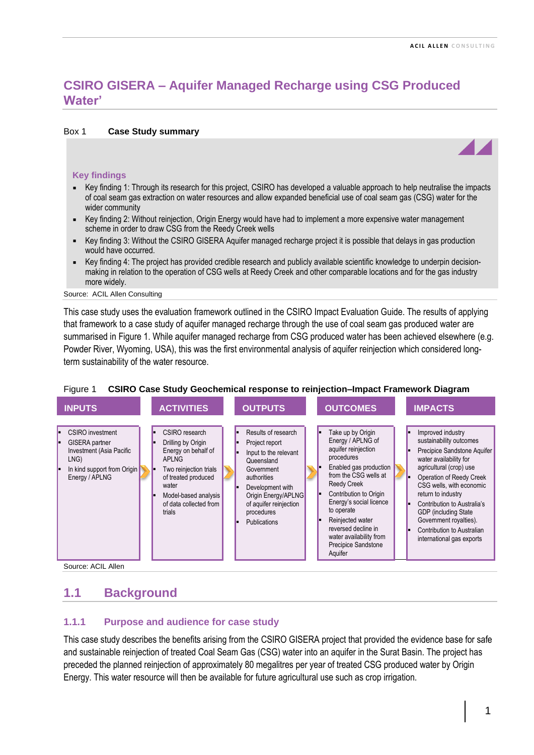# CSIRO GISERA – Aquifer Managed Recharge using CSG Produced Water'

Box 1 **Case Study summary**

**Key findings**

- Key finding 1: Through its research for this project, CSIRO has developed a valuable approach to help neutralise the impacts of coal seam gas extraction on water resources and allow expanded beneficial use of coal seam gas (CSG) water for the wider community
- Key finding 2: Without reinjection, Origin Energy would have had to implement a more expensive water management scheme in order to draw CSG from the Reedy Creek wells
- Key finding 3: Without the CSIRO GISERA Aquifer managed recharge project it is possible that delays in gas production would have occurred.
- Key finding 4: The project has provided credible research and publicly available scientific knowledge to underpin decision-making in relation to the operation of CSG wells at Reedy Creek and other comparable locations and for the gas industry more widely.

Source: ACIL Allen Consulting

This case study uses the evaluation framework outlined in the CSIRO Impact Evaluation Guide. The results of applying that framework to a case study of aquifer managed recharge through the use of coal seam gas produced water are summarised in Figure 1. While aquifer managed recharge from CSG produced water has been achieved elsewhere (e.g. Powder River, Wyoming, USA), this was the first environmental analysis of aquifer reinjection which considered long-term sustainability of the water resource.

Figure 1 **CSIRO Case Study Geochemical response to reinjection–Impact Framework Diagram**

| INPUTS | ACTIVITIES | OUTPUTS | OUTCOMES | IMPACTS |
|---|---|---|---|---|
| ▪ CSIRO investment<br>▪ GISERA partner Investment (Asia Pacific LNG)<br>▪ In kind support from Origin Energy / APLNG | ▪ CSIRO research<br>▪ Drilling by Origin Energy on behalf of APLNG<br>▪ Two reinjection trials of treated produced water<br>▪ Model-based analysis of data collected from trials | ▪ Results of research<br>▪ Project report<br>▪ Input to the relevant Queensland Government authorities<br>▪ Development with Origin Energy/APLNG of aquifer reinjection procedures<br>▪ Publications | ▪ Take up by Origin Energy / APLNG of aquifer reinjection procedures<br>▪ Enabled gas production from the CSG wells at Reedy Creek<br>▪ Contribution to Origin Energy's social licence to operate<br>▪ Reinjected water reversed decline in water availability from Precipice Sandstone Aquifer | ▪ Improved industry sustainability outcomes<br>▪ Precipice Sandstone Aquifer water availability for agricultural (crop) use<br>▪ Operation of Reedy Creek CSG wells, with economic return to industry<br>▪ Contribution to Australia's GDP (including State Government royalties).<br>▪ Contribution to Australian international gas exports |

Source: ACIL Allen

## 1.1 Background

### 1.1.1 Purpose and audience for case study

This case study describes the benefits arising from the CSIRO GISERA project that provided the evidence base for safe and sustainable reinjection of treated Coal Seam Gas (CSG) water into an aquifer in the Surat Basin. The project has preceded the planned reinjection of approximately 80 megalitres per year of treated CSG produced water by Origin Energy. This water resource will then be available for future agricultural use such as crop irrigation.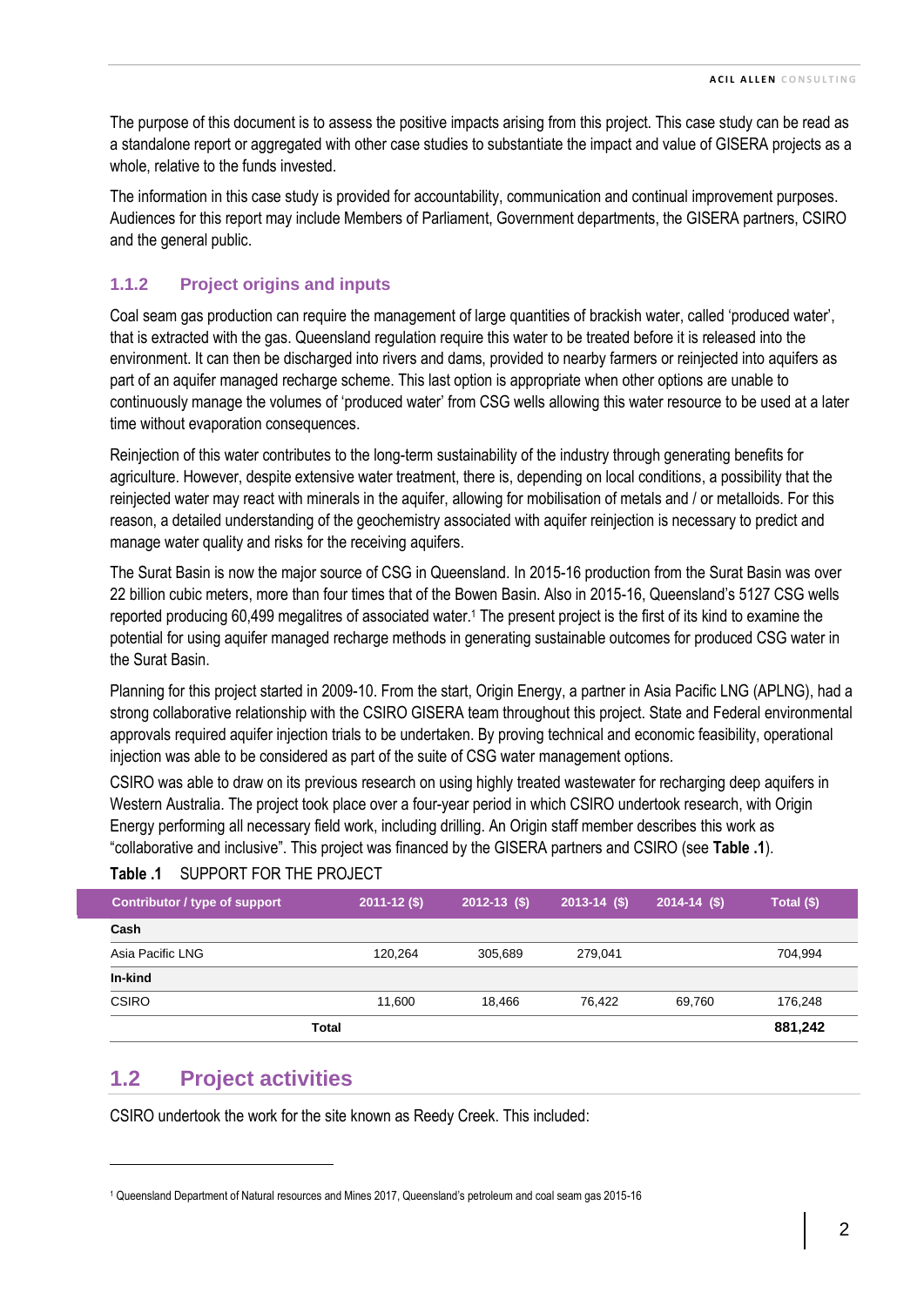The purpose of this document is to assess the positive impacts arising from this project. This case study can be read as a standalone report or aggregated with other case studies to substantiate the impact and value of GISERA projects as a whole, relative to the funds invested.

The information in this case study is provided for accountability, communication and continual improvement purposes. Audiences for this report may include Members of Parliament, Government departments, the GISERA partners, CSIRO and the general public.

### 1.1.2 Project origins and inputs

Coal seam gas production can require the management of large quantities of brackish water, called 'produced water', that is extracted with the gas. Queensland regulation require this water to be treated before it is released into the environment. It can then be discharged into rivers and dams, provided to nearby farmers or reinjected into aquifers as part of an aquifer managed recharge scheme. This last option is appropriate when other options are unable to continuously manage the volumes of 'produced water' from CSG wells allowing this water resource to be used at a later time without evaporation consequences.

Reinjection of this water contributes to the long-term sustainability of the industry through generating benefits for agriculture. However, despite extensive water treatment, there is, depending on local conditions, a possibility that the reinjected water may react with minerals in the aquifer, allowing for mobilisation of metals and / or metalloids. For this reason, a detailed understanding of the geochemistry associated with aquifer reinjection is necessary to predict and manage water quality and risks for the receiving aquifers.

The Surat Basin is now the major source of CSG in Queensland. In 2015-16 production from the Surat Basin was over 22 billion cubic meters, more than four times that of the Bowen Basin. Also in 2015-16, Queensland's 5127 CSG wells reported producing 60,499 megalitres of associated water.[1] The present project is the first of its kind to examine the potential for using aquifer managed recharge methods in generating sustainable outcomes for produced CSG water in the Surat Basin.

Planning for this project started in 2009-10. From the start, Origin Energy, a partner in Asia Pacific LNG (APLNG), had a strong collaborative relationship with the CSIRO GISERA team throughout this project. State and Federal environmental approvals required aquifer injection trials to be undertaken. By proving technical and economic feasibility, operational injection was able to be considered as part of the suite of CSG water management options.

CSIRO was able to draw on its previous research on using highly treated wastewater for recharging deep aquifers in Western Australia. The project took place over a four-year period in which CSIRO undertook research, with Origin Energy performing all necessary field work, including drilling. An Origin staff member describes this work as "collaborative and inclusive". This project was financed by the GISERA partners and CSIRO (see **Table .1**).

**Table .1** SUPPORT FOR THE PROJECT

| Contributor / type of support | 2011-12 ($) | 2012-13 ($) | 2013-14 ($) | 2014-14 ($) | Total ($) |
|---|---|---|---|---|---|
| **Cash** | | | | | |
| Asia Pacific LNG | 120,264 | 305,689 | 279,041 | | 704,994 |
| **In-kind** | | | | | |
| CSIRO | 11,600 | 18,466 | 76,422 | 69,760 | 176,248 |
| **Total** | | | | | **881,242** |

## 1.2 Project activities

CSIRO undertook the work for the site known as Reedy Creek. This included:

---

[1] Queensland Department of Natural resources and Mines 2017, Queensland's petroleum and coal seam gas 2015-16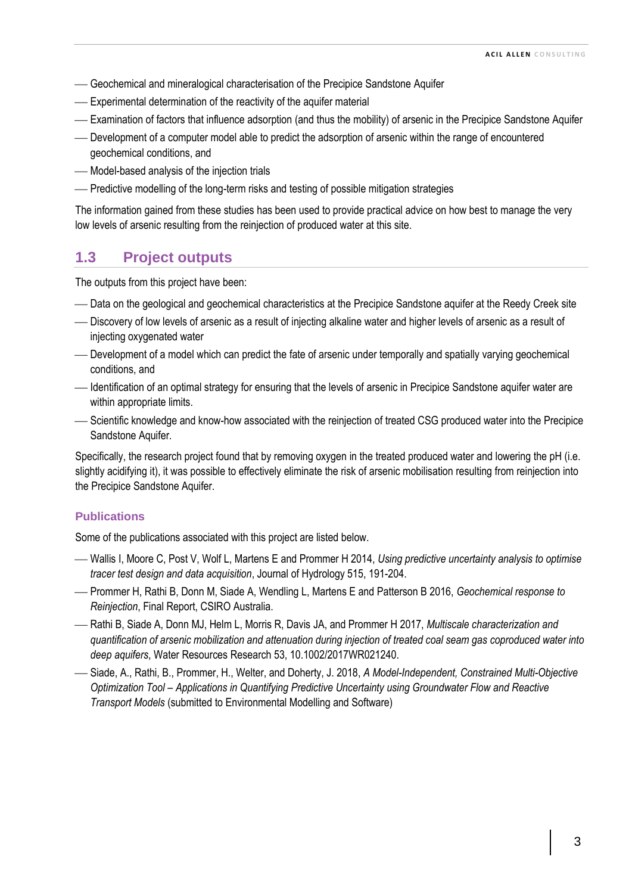- Geochemical and mineralogical characterisation of the Precipice Sandstone Aquifer
- Experimental determination of the reactivity of the aquifer material
- Examination of factors that influence adsorption (and thus the mobility) of arsenic in the Precipice Sandstone Aquifer
- Development of a computer model able to predict the adsorption of arsenic within the range of encountered geochemical conditions, and
- Model-based analysis of the injection trials
- Predictive modelling of the long-term risks and testing of possible mitigation strategies

The information gained from these studies has been used to provide practical advice on how best to manage the very low levels of arsenic resulting from the reinjection of produced water at this site.

## 1.3 Project outputs

The outputs from this project have been:

- Data on the geological and geochemical characteristics at the Precipice Sandstone aquifer at the Reedy Creek site
- Discovery of low levels of arsenic as a result of injecting alkaline water and higher levels of arsenic as a result of injecting oxygenated water
- Development of a model which can predict the fate of arsenic under temporally and spatially varying geochemical conditions, and
- Identification of an optimal strategy for ensuring that the levels of arsenic in Precipice Sandstone aquifer water are within appropriate limits.
- Scientific knowledge and know-how associated with the reinjection of treated CSG produced water into the Precipice Sandstone Aquifer.

Specifically, the research project found that by removing oxygen in the treated produced water and lowering the pH (i.e. slightly acidifying it), it was possible to effectively eliminate the risk of arsenic mobilisation resulting from reinjection into the Precipice Sandstone Aquifer.

### Publications

Some of the publications associated with this project are listed below.

- Wallis I, Moore C, Post V, Wolf L, Martens E and Prommer H 2014, *Using predictive uncertainty analysis to optimise tracer test design and data acquisition*, Journal of Hydrology 515, 191-204.
- Prommer H, Rathi B, Donn M, Siade A, Wendling L, Martens E and Patterson B 2016, *Geochemical response to Reinjection*, Final Report, CSIRO Australia.
- Rathi B, Siade A, Donn MJ, Helm L, Morris R, Davis JA, and Prommer H 2017, *Multiscale characterization and quantification of arsenic mobilization and attenuation during injection of treated coal seam gas coproduced water into deep aquifers*, Water Resources Research 53, 10.1002/2017WR021240.
- Siade, A., Rathi, B., Prommer, H., Welter, and Doherty, J. 2018, *A Model-Independent, Constrained Multi-Objective Optimization Tool – Applications in Quantifying Predictive Uncertainty using Groundwater Flow and Reactive Transport Models* (submitted to Environmental Modelling and Software)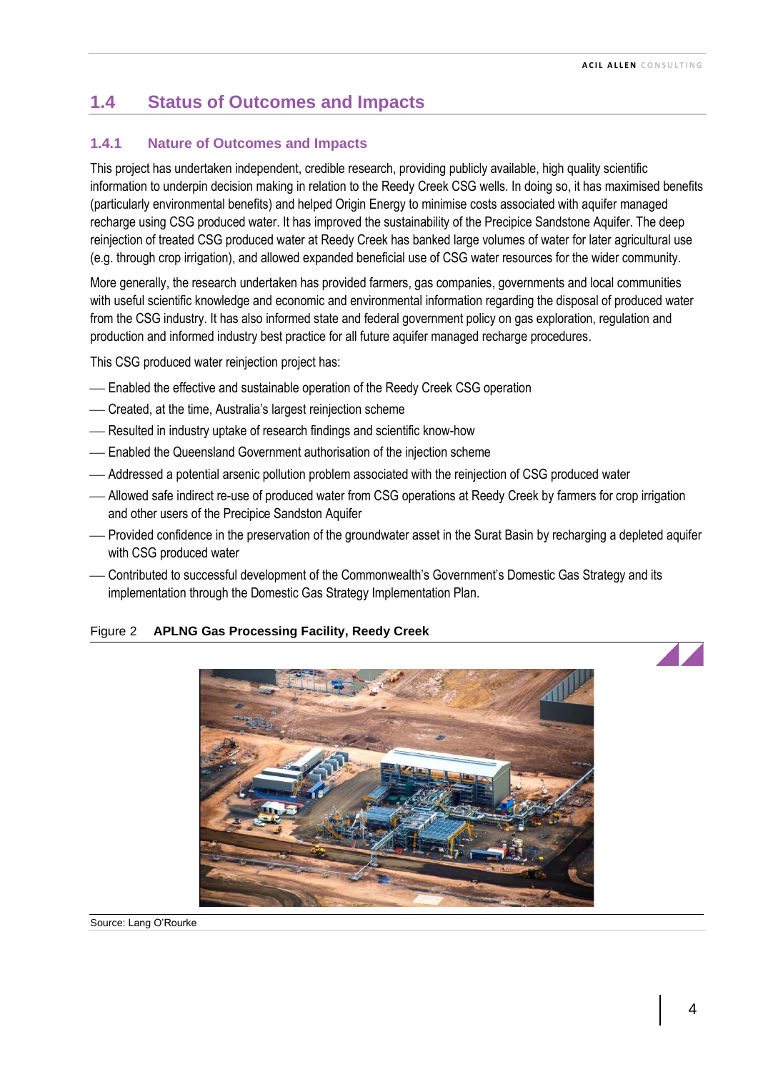## 1.4 Status of Outcomes and Impacts

### 1.4.1 Nature of Outcomes and Impacts

This project has undertaken independent, credible research, providing publicly available, high quality scientific information to underpin decision making in relation to the Reedy Creek CSG wells. In doing so, it has maximised benefits (particularly environmental benefits) and helped Origin Energy to minimise costs associated with aquifer managed recharge using CSG produced water. It has improved the sustainability of the Precipice Sandstone Aquifer. The deep reinjection of treated CSG produced water at Reedy Creek has banked large volumes of water for later agricultural use (e.g. through crop irrigation), and allowed expanded beneficial use of CSG water resources for the wider community.

More generally, the research undertaken has provided farmers, gas companies, governments and local communities with useful scientific knowledge and economic and environmental information regarding the disposal of produced water from the CSG industry. It has also informed state and federal government policy on gas exploration, regulation and production and informed industry best practice for all future aquifer managed recharge procedures.

This CSG produced water reinjection project has:

- Enabled the effective and sustainable operation of the Reedy Creek CSG operation
- Created, at the time, Australia's largest reinjection scheme
- Resulted in industry uptake of research findings and scientific know-how
- Enabled the Queensland Government authorisation of the injection scheme
- Addressed a potential arsenic pollution problem associated with the reinjection of CSG produced water
- Allowed safe indirect re-use of produced water from CSG operations at Reedy Creek by farmers for crop irrigation and other users of the Precipice Sandston Aquifer
- Provided confidence in the preservation of the groundwater asset in the Surat Basin by recharging a depleted aquifer with CSG produced water
- Contributed to successful development of the Commonwealth's Government's Domestic Gas Strategy and its implementation through the Domestic Gas Strategy Implementation Plan.

Figure 2 **APLNG Gas Processing Facility, Reedy Creek**

Source: Lang O'Rourke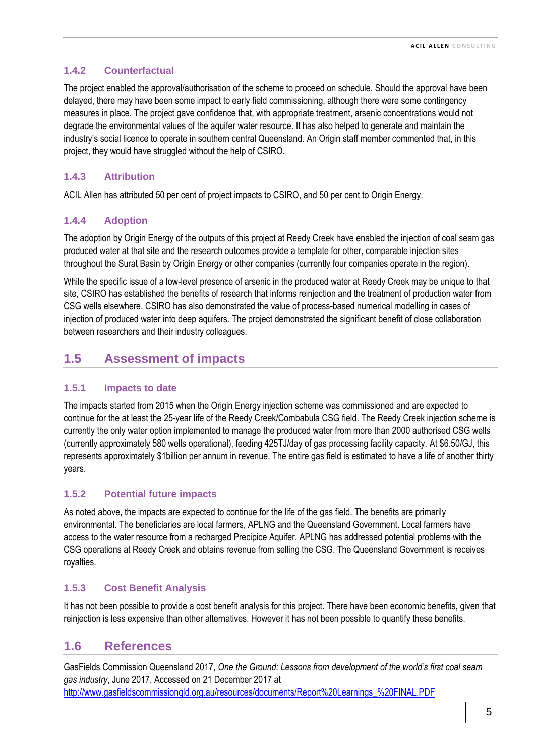### 1.4.2 Counterfactual

The project enabled the approval/authorisation of the scheme to proceed on schedule. Should the approval have been delayed, there may have been some impact to early field commissioning, although there were some contingency measures in place. The project gave confidence that, with appropriate treatment, arsenic concentrations would not degrade the environmental values of the aquifer water resource. It has also helped to generate and maintain the industry's social licence to operate in southern central Queensland. An Origin staff member commented that, in this project, they would have struggled without the help of CSIRO.

### 1.4.3 Attribution

ACIL Allen has attributed 50 per cent of project impacts to CSIRO, and 50 per cent to Origin Energy.

### 1.4.4 Adoption

The adoption by Origin Energy of the outputs of this project at Reedy Creek have enabled the injection of coal seam gas produced water at that site and the research outcomes provide a template for other, comparable injection sites throughout the Surat Basin by Origin Energy or other companies (currently four companies operate in the region).

While the specific issue of a low-level presence of arsenic in the produced water at Reedy Creek may be unique to that site, CSIRO has established the benefits of research that informs reinjection and the treatment of production water from CSG wells elsewhere. CSIRO has also demonstrated the value of process-based numerical modelling in cases of injection of produced water into deep aquifers. The project demonstrated the significant benefit of close collaboration between researchers and their industry colleagues.

## 1.5 Assessment of impacts

### 1.5.1 Impacts to date

The impacts started from 2015 when the Origin Energy injection scheme was commissioned and are expected to continue for the at least the 25-year life of the Reedy Creek/Combabula CSG field. The Reedy Creek injection scheme is currently the only water option implemented to manage the produced water from more than 2000 authorised CSG wells (currently approximately 580 wells operational), feeding 425TJ/day of gas processing facility capacity. At $6.50/GJ, this represents approximately $1billion per annum in revenue. The entire gas field is estimated to have a life of another thirty years.

### 1.5.2 Potential future impacts

As noted above, the impacts are expected to continue for the life of the gas field. The benefits are primarily environmental. The beneficiaries are local farmers, APLNG and the Queensland Government. Local farmers have access to the water resource from a recharged Precipice Aquifer. APLNG has addressed potential problems with the CSG operations at Reedy Creek and obtains revenue from selling the CSG. The Queensland Government is receives royalties.

### 1.5.3 Cost Benefit Analysis

It has not been possible to provide a cost benefit analysis for this project. There have been economic benefits, given that reinjection is less expensive than other alternatives. However it has not been possible to quantify these benefits.

## 1.6 References

GasFields Commission Queensland 2017, *One the Ground: Lessons from development of the world's first coal seam gas industry*, June 2017, Accessed on 21 December 2017 at http://www.gasfieldscommissionqld.org.au/resources/documents/Report%20Learnings_%20FINAL.PDF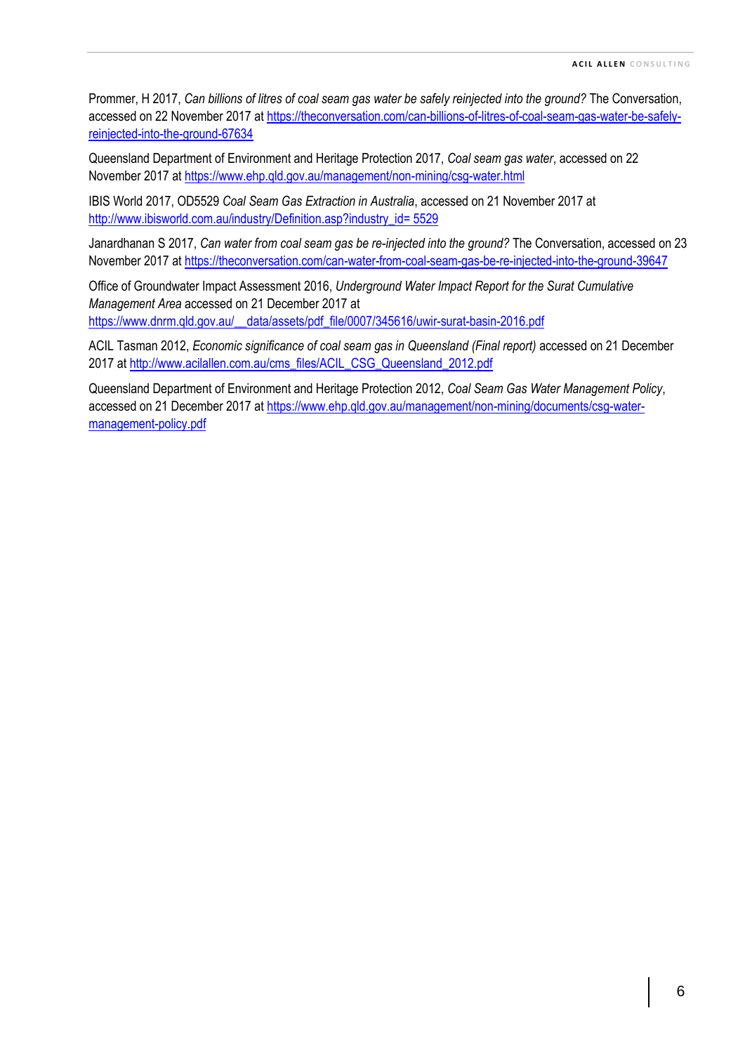Prommer, H 2017, *Can billions of litres of coal seam gas water be safely reinjected into the ground?* The Conversation, accessed on 22 November 2017 at https://theconversation.com/can-billions-of-litres-of-coal-seam-gas-water-be-safely-reinjected-into-the-ground-67634

Queensland Department of Environment and Heritage Protection 2017, *Coal seam gas water*, accessed on 22 November 2017 at https://www.ehp.qld.gov.au/management/non-mining/csg-water.html

IBIS World 2017, OD5529 *Coal Seam Gas Extraction in Australia*, accessed on 21 November 2017 at http://www.ibisworld.com.au/industry/Definition.asp?industry_id= 5529

Janardhanan S 2017, *Can water from coal seam gas be re-injected into the ground?* The Conversation, accessed on 23 November 2017 at https://theconversation.com/can-water-from-coal-seam-gas-be-re-injected-into-the-ground-39647

Office of Groundwater Impact Assessment 2016, *Underground Water Impact Report for the Surat Cumulative Management Area* accessed on 21 December 2017 at https://www.dnrm.qld.gov.au/__data/assets/pdf_file/0007/345616/uwir-surat-basin-2016.pdf

ACIL Tasman 2012, *Economic significance of coal seam gas in Queensland (Final report)* accessed on 21 December 2017 at http://www.acilallen.com.au/cms_files/ACIL_CSG_Queensland_2012.pdf

Queensland Department of Environment and Heritage Protection 2012, *Coal Seam Gas Water Management Policy*, accessed on 21 December 2017 at https://www.ehp.qld.gov.au/management/non-mining/documents/csg-water-management-policy.pdf